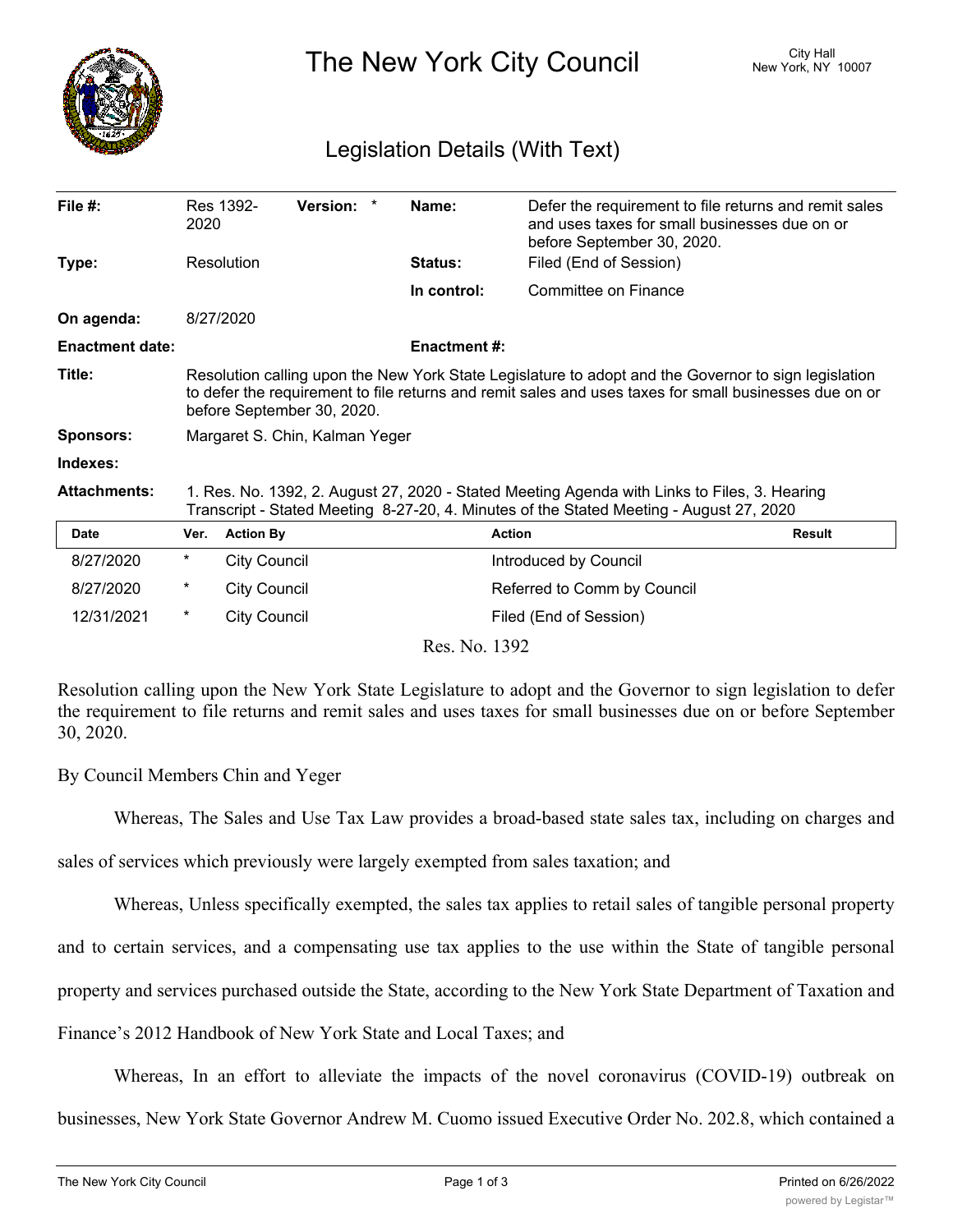# The New York City Council

City Hall
New York, NY 10007

## Legislation Details (With Text)

| | | | |
|---|---|---|---|
| **File #:** | Res 1392-2020 **Version:** * | **Name:** | Defer the requirement to file returns and remit sales and uses taxes for small businesses due on or before September 30, 2020. |
| **Type:** | Resolution | **Status:** | Filed (End of Session) |
| | | **In control:** | Committee on Finance |
| **On agenda:** | 8/27/2020 | | |
| **Enactment date:** | | **Enactment #:** | |

**Title:** Resolution calling upon the New York State Legislature to adopt and the Governor to sign legislation to defer the requirement to file returns and remit sales and uses taxes for small businesses due on or before September 30, 2020.

**Sponsors:** Margaret S. Chin, Kalman Yeger

**Indexes:**

**Attachments:** 1. Res. No. 1392, 2. August 27, 2020 - Stated Meeting Agenda with Links to Files, 3. Hearing Transcript - Stated Meeting 8-27-20, 4. Minutes of the Stated Meeting - August 27, 2020

| Date | Ver. | Action By | Action | Result |
|---|---|---|---|---|
| 8/27/2020 | * | City Council | Introduced by Council | |
| 8/27/2020 | * | City Council | Referred to Comm by Council | |
| 12/31/2021 | * | City Council | Filed (End of Session) | |

Res. No. 1392

Resolution calling upon the New York State Legislature to adopt and the Governor to sign legislation to defer the requirement to file returns and remit sales and uses taxes for small businesses due on or before September 30, 2020.

By Council Members Chin and Yeger

Whereas, The Sales and Use Tax Law provides a broad-based state sales tax, including on charges and sales of services which previously were largely exempted from sales taxation; and

Whereas, Unless specifically exempted, the sales tax applies to retail sales of tangible personal property and to certain services, and a compensating use tax applies to the use within the State of tangible personal property and services purchased outside the State, according to the New York State Department of Taxation and Finance's 2012 Handbook of New York State and Local Taxes; and

Whereas, In an effort to alleviate the impacts of the novel coronavirus (COVID-19) outbreak on businesses, New York State Governor Andrew M. Cuomo issued Executive Order No. 202.8, which contained a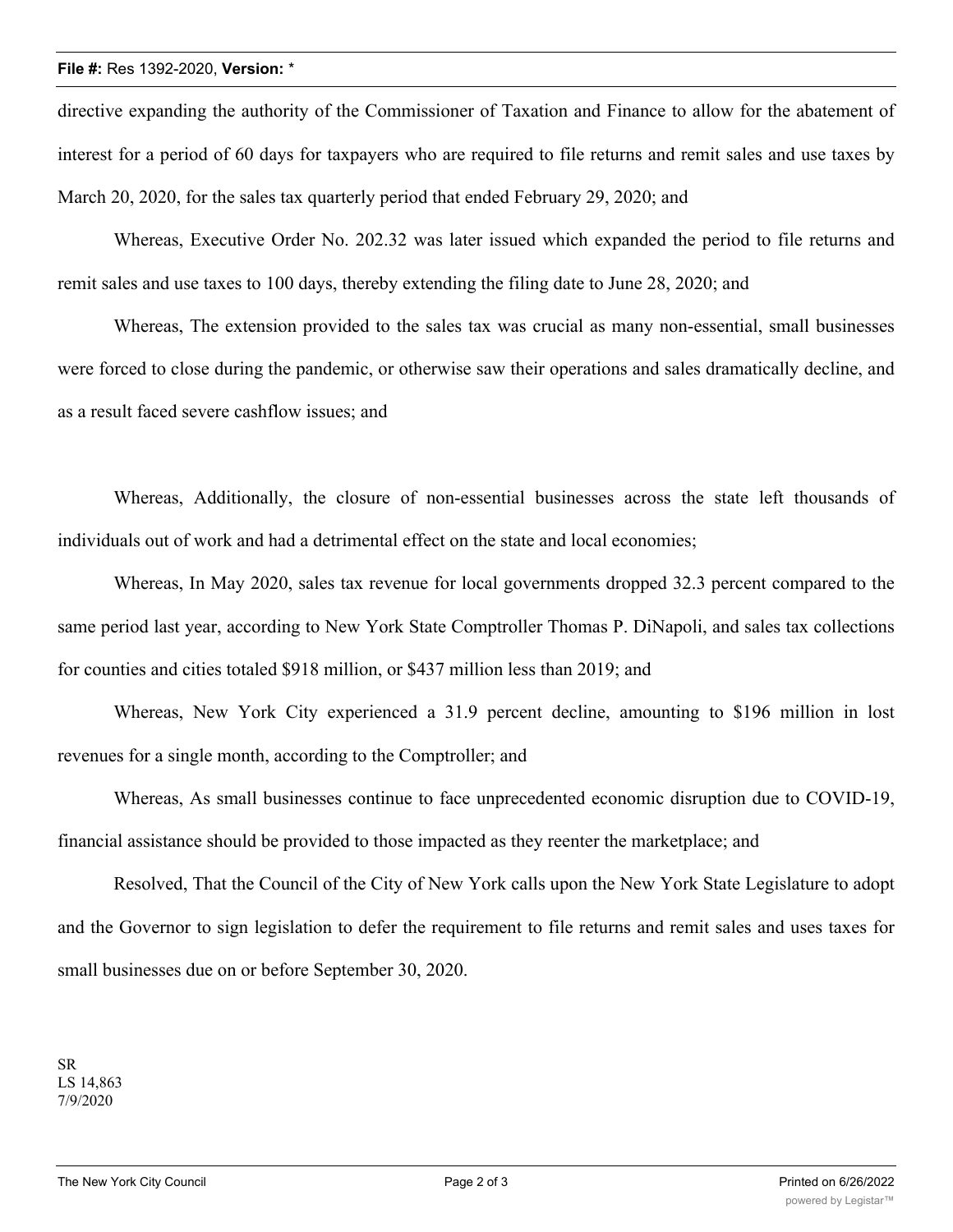directive expanding the authority of the Commissioner of Taxation and Finance to allow for the abatement of interest for a period of 60 days for taxpayers who are required to file returns and remit sales and use taxes by March 20, 2020, for the sales tax quarterly period that ended February 29, 2020; and

Whereas, Executive Order No. 202.32 was later issued which expanded the period to file returns and remit sales and use taxes to 100 days, thereby extending the filing date to June 28, 2020; and

Whereas, The extension provided to the sales tax was crucial as many non-essential, small businesses were forced to close during the pandemic, or otherwise saw their operations and sales dramatically decline, and as a result faced severe cashflow issues; and

Whereas, Additionally, the closure of non-essential businesses across the state left thousands of individuals out of work and had a detrimental effect on the state and local economies;

Whereas, In May 2020, sales tax revenue for local governments dropped 32.3 percent compared to the same period last year, according to New York State Comptroller Thomas P. DiNapoli, and sales tax collections for counties and cities totaled $918 million, or $437 million less than 2019; and

Whereas, New York City experienced a 31.9 percent decline, amounting to $196 million in lost revenues for a single month, according to the Comptroller; and

Whereas, As small businesses continue to face unprecedented economic disruption due to COVID-19, financial assistance should be provided to those impacted as they reenter the marketplace; and

Resolved, That the Council of the City of New York calls upon the New York State Legislature to adopt and the Governor to sign legislation to defer the requirement to file returns and remit sales and uses taxes for small businesses due on or before September 30, 2020.

SR
LS 14,863
7/9/2020